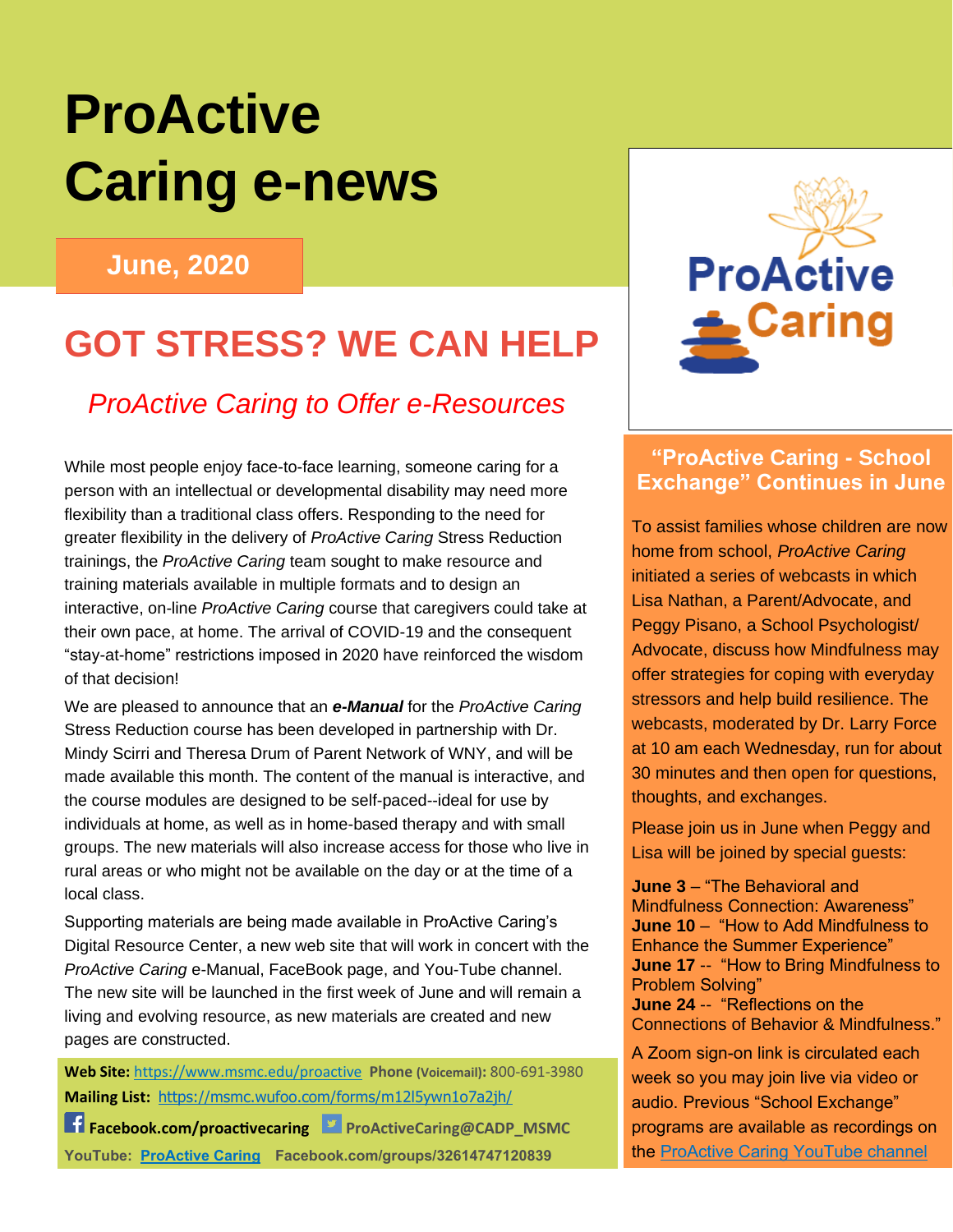# ProActive Caring e-news

**June, 2020**

## GOT STRESS? WE CAN HELP

### *ProActive Caring to Offer e-Resources*

While most people enjoy face-to-face learning, someone caring for a person with an intellectual or developmental disability may need more flexibility than a traditional class offers. Responding to the need for greater flexibility in the delivery of *ProActive Caring* Stress Reduction trainings, the *ProActive Caring* team sought to make resource and training materials available in multiple formats and to design an interactive, on-line *ProActive Caring* course that caregivers could take at their own pace, at home. The arrival of COVID-19 and the consequent "stay-at-home" restrictions imposed in 2020 have reinforced the wisdom of that decision!

We are pleased to announce that an ***e-Manual*** for the *ProActive Caring* Stress Reduction course has been developed in partnership with Dr. Mindy Scirri and Theresa Drum of Parent Network of WNY, and will be made available this month. The content of the manual is interactive, and the course modules are designed to be self-paced--ideal for use by individuals at home, as well as in home-based therapy and with small groups. The new materials will also increase access for those who live in rural areas or who might not be available on the day or at the time of a local class.

Supporting materials are being made available in ProActive Caring's Digital Resource Center, a new web site that will work in concert with the *ProActive Caring* e-Manual, FaceBook page, and You-Tube channel. The new site will be launched in the first week of June and will remain a living and evolving resource, as new materials are created and new pages are constructed.

**Web Site:** https://www.msmc.edu/proactive **Phone (Voicemail):** 800-691-3980
**Mailing List:** https://msmc.wufoo.com/forms/m12l5ywn1o7a2jh/
**Facebook.com/proactivecaring** **ProActiveCaring@CADP_MSMC**
**YouTube: ProActive Caring** **Facebook.com/groups/32614747120839**

## "ProActive Caring - School Exchange" Continues in June

To assist families whose children are now home from school, *ProActive Caring* initiated a series of webcasts in which Lisa Nathan, a Parent/Advocate, and Peggy Pisano, a School Psychologist/ Advocate, discuss how Mindfulness may offer strategies for coping with everyday stressors and help build resilience. The webcasts, moderated by Dr. Larry Force at 10 am each Wednesday, run for about 30 minutes and then open for questions, thoughts, and exchanges.

Please join us in June when Peggy and Lisa will be joined by special guests:

**June 3** – "The Behavioral and Mindfulness Connection: Awareness"
**June 10** – "How to Add Mindfulness to Enhance the Summer Experience"
**June 17** -- "How to Bring Mindfulness to Problem Solving"
**June 24** -- "Reflections on the Connections of Behavior & Mindfulness."

A Zoom sign-on link is circulated each week so you may join live via video or audio. Previous "School Exchange" programs are available as recordings on the ProActive Caring YouTube channel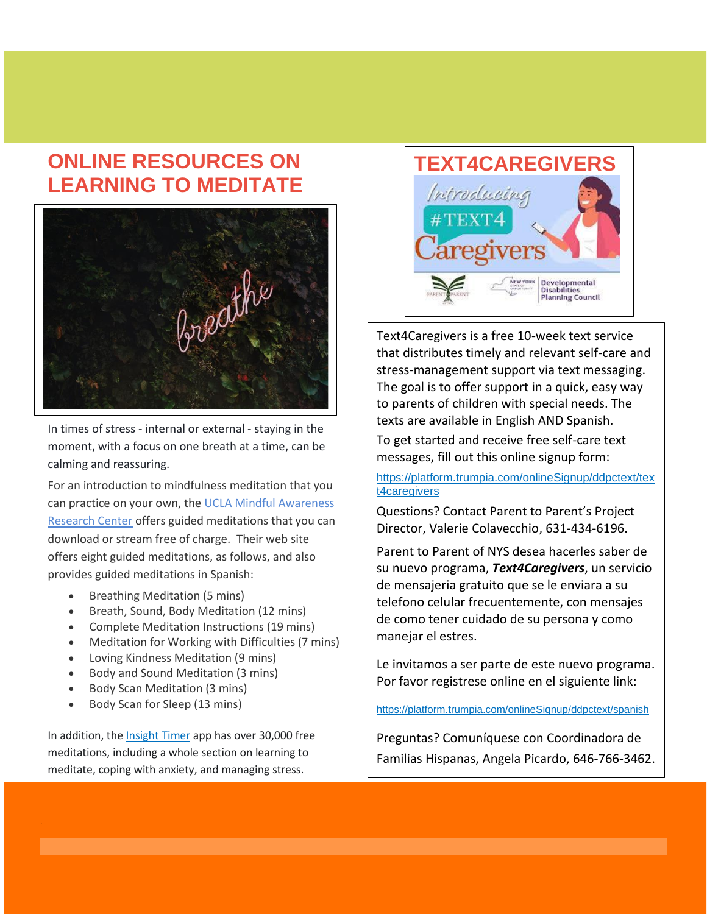## ONLINE RESOURCES ON LEARNING TO MEDITATE

In times of stress - internal or external - staying in the moment, with a focus on one breath at a time, can be calming and reassuring.

For an introduction to mindfulness meditation that you can practice on your own, the UCLA Mindful Awareness Research Center offers guided meditations that you can download or stream free of charge. Their web site offers eight guided meditations, as follows, and also provides guided meditations in Spanish:

- Breathing Meditation (5 mins)
- Breath, Sound, Body Meditation (12 mins)
- Complete Meditation Instructions (19 mins)
- Meditation for Working with Difficulties (7 mins)
- Loving Kindness Meditation (9 mins)
- Body and Sound Meditation (3 mins)
- Body Scan Meditation (3 mins)
- Body Scan for Sleep (13 mins)

In addition, the Insight Timer app has over 30,000 free meditations, including a whole section on learning to meditate, coping with anxiety, and managing stress.

## TEXT4CAREGIVERS

Text4Caregivers is a free 10-week text service that distributes timely and relevant self-care and stress-management support via text messaging. The goal is to offer support in a quick, easy way to parents of children with special needs. The texts are available in English AND Spanish.

To get started and receive free self-care text messages, fill out this online signup form:

https://platform.trumpia.com/onlineSignup/ddpctext/text4caregivers

Questions? Contact Parent to Parent's Project Director, Valerie Colavecchio, 631-434-6196.

Parent to Parent of NYS desea hacerles saber de su nuevo programa, ***Text4Caregivers***, un servicio de mensajeria gratuito que se le enviara a su telefono celular frecuentemente, con mensajes de como tener cuidado de su persona y como manejar el estres.

Le invitamos a ser parte de este nuevo programa. Por favor registrese online en el siguiente link:

https://platform.trumpia.com/onlineSignup/ddpctext/spanish

Preguntas? Comuníquese con Coordinadora de Familias Hispanas, Angela Picardo, 646-766-3462.